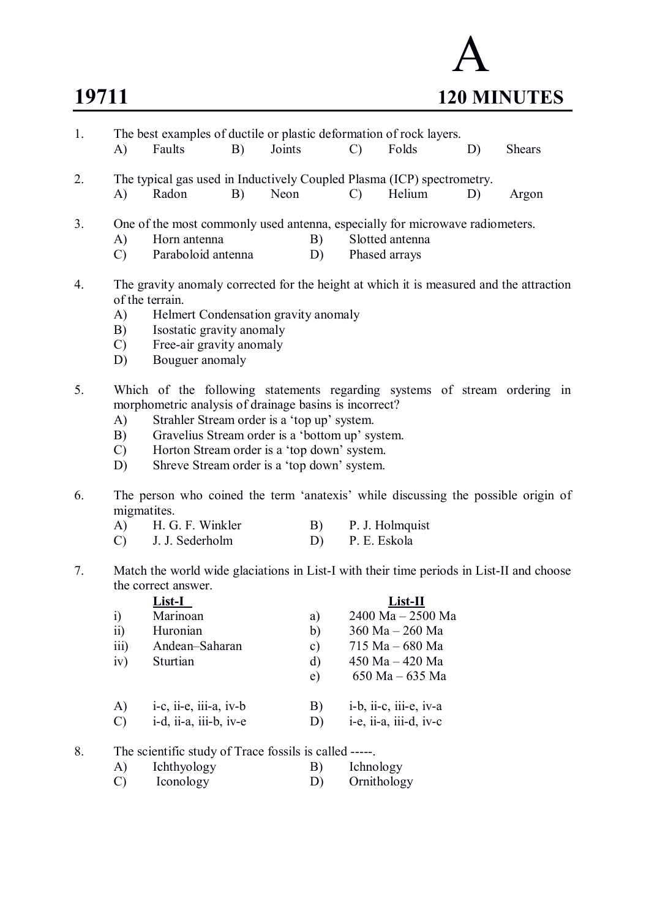# 19711 — A — 120 MINUTES

1. The best examples of ductile or plastic deformation of rock layers.
   A) Faults  B) Joints  C) Folds  D) Shears

2. The typical gas used in Inductively Coupled Plasma (ICP) spectrometry.
   A) Radon  B) Neon  C) Helium  D) Argon

3. One of the most commonly used antenna, especially for microwave radiometers.
   A) Horn antenna  B) Slotted antenna
   C) Paraboloid antenna  D) Phased arrays

4. The gravity anomaly corrected for the height at which it is measured and the attraction of the terrain.
   A) Helmert Condensation gravity anomaly
   B) Isostatic gravity anomaly
   C) Free-air gravity anomaly
   D) Bouguer anomaly

5. Which of the following statements regarding systems of stream ordering in morphometric analysis of drainage basins is incorrect?
   A) Strahler Stream order is a 'top up' system.
   B) Gravelius Stream order is a 'bottom up' system.
   C) Horton Stream order is a 'top down' system.
   D) Shreve Stream order is a 'top down' system.

6. The person who coined the term 'anatexis' while discussing the possible origin of migmatites.
   A) H. G. F. Winkler  B) P. J. Holmquist
   C) J. J. Sederholm  D) P. E. Eskola

7. Match the world wide glaciations in List-I with their time periods in List-II and choose the correct answer.

| | List-I | | List-II |
|---|---|---|---|
| i) | Marinoan | a) | 2400 Ma – 2500 Ma |
| ii) | Huronian | b) | 360 Ma – 260 Ma |
| iii) | Andean–Saharan | c) | 715 Ma – 680 Ma |
| iv) | Sturtian | d) | 450 Ma – 420 Ma |
| | | e) | 650 Ma – 635 Ma |

   A) i-c, ii-e, iii-a, iv-b  B) i-b, ii-c, iii-e, iv-a
   C) i-d, ii-a, iii-b, iv-e  D) i-e, ii-a, iii-d, iv-c

8. The scientific study of Trace fossils is called -----.
   A) Ichthyology  B) Ichnology
   C) Iconology  D) Ornithology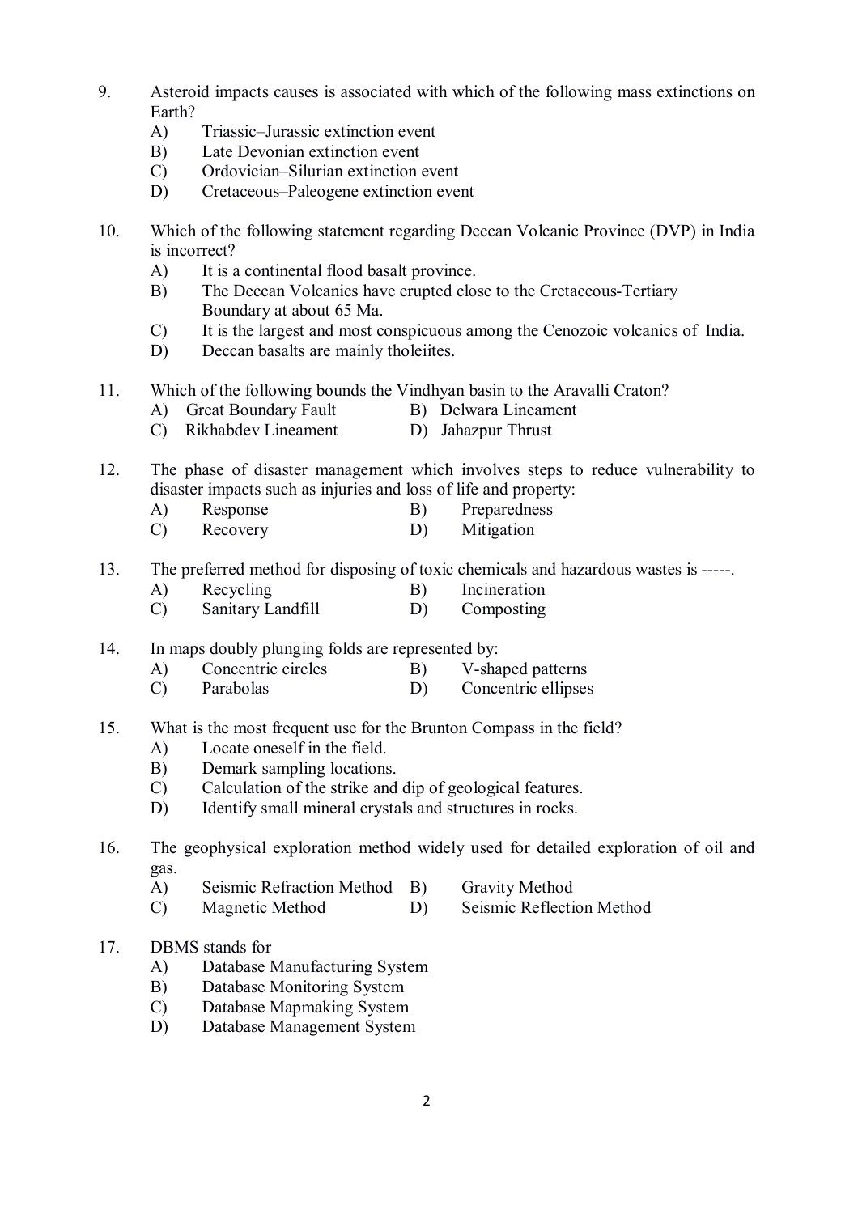9. Asteroid impacts causes is associated with which of the following mass extinctions on Earth?
   A) Triassic–Jurassic extinction event
   B) Late Devonian extinction event
   C) Ordovician–Silurian extinction event
   D) Cretaceous–Paleogene extinction event

10. Which of the following statement regarding Deccan Volcanic Province (DVP) in India is incorrect?
    A) It is a continental flood basalt province.
    B) The Deccan Volcanics have erupted close to the Cretaceous-Tertiary Boundary at about 65 Ma.
    C) It is the largest and most conspicuous among the Cenozoic volcanics of India.
    D) Deccan basalts are mainly tholeiites.

11. Which of the following bounds the Vindhyan basin to the Aravalli Craton?
    A) Great Boundary Fault
    B) Delwara Lineament
    C) Rikhabdev Lineament
    D) Jahazpur Thrust

12. The phase of disaster management which involves steps to reduce vulnerability to disaster impacts such as injuries and loss of life and property:
    A) Response
    B) Preparedness
    C) Recovery
    D) Mitigation

13. The preferred method for disposing of toxic chemicals and hazardous wastes is -----.
    A) Recycling
    B) Incineration
    C) Sanitary Landfill
    D) Composting

14. In maps doubly plunging folds are represented by:
    A) Concentric circles
    B) V-shaped patterns
    C) Parabolas
    D) Concentric ellipses

15. What is the most frequent use for the Brunton Compass in the field?
    A) Locate oneself in the field.
    B) Demark sampling locations.
    C) Calculation of the strike and dip of geological features.
    D) Identify small mineral crystals and structures in rocks.

16. The geophysical exploration method widely used for detailed exploration of oil and gas.
    A) Seismic Refraction Method
    B) Gravity Method
    C) Magnetic Method
    D) Seismic Reflection Method

17. DBMS stands for
    A) Database Manufacturing System
    B) Database Monitoring System
    C) Database Mapmaking System
    D) Database Management System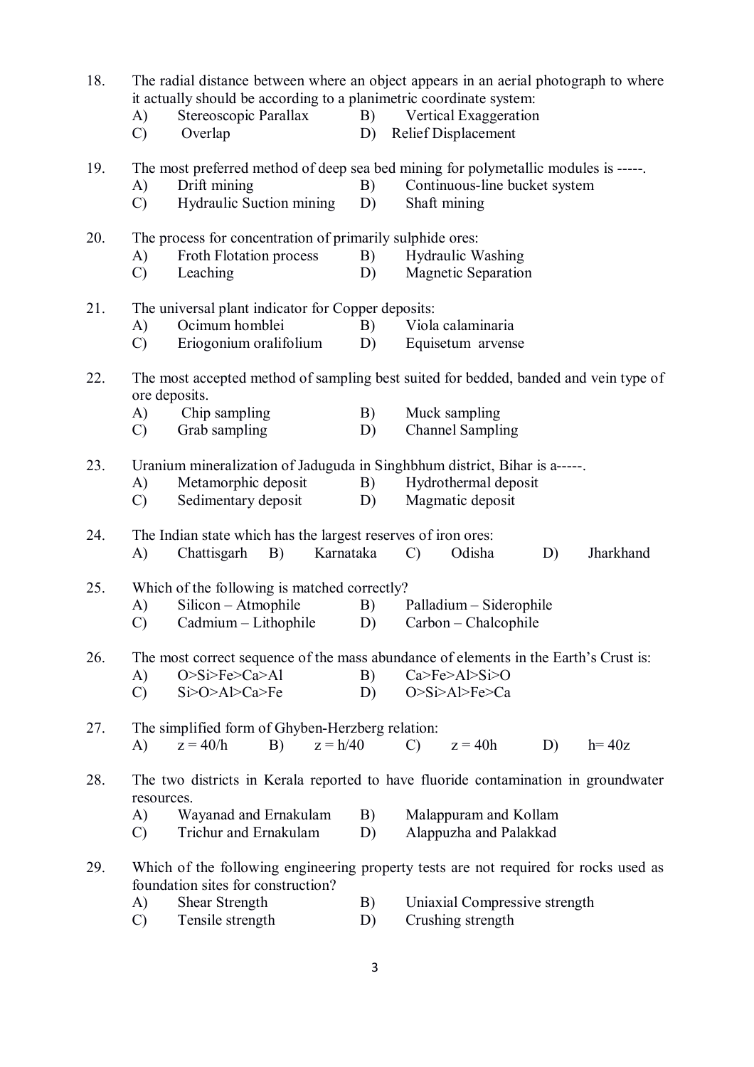18. The radial distance between where an object appears in an aerial photograph to where it actually should be according to a planimetric coordinate system:
    A) Stereoscopic Parallax B) Vertical Exaggeration
    C) Overlap D) Relief Displacement

19. The most preferred method of deep sea bed mining for polymetallic modules is -----.
    A) Drift mining B) Continuous-line bucket system
    C) Hydraulic Suction mining D) Shaft mining

20. The process for concentration of primarily sulphide ores:
    A) Froth Flotation process B) Hydraulic Washing
    C) Leaching D) Magnetic Separation

21. The universal plant indicator for Copper deposits:
    A) Ocimum homblei B) Viola calaminaria
    C) Eriogonium oralifolium D) Equisetum arvense

22. The most accepted method of sampling best suited for bedded, banded and vein type of ore deposits.
    A) Chip sampling B) Muck sampling
    C) Grab sampling D) Channel Sampling

23. Uranium mineralization of Jaduguda in Singhbhum district, Bihar is a-----.
    A) Metamorphic deposit B) Hydrothermal deposit
    C) Sedimentary deposit D) Magmatic deposit

24. The Indian state which has the largest reserves of iron ores:
    A) Chattisgarh B) Karnataka C) Odisha D) Jharkhand

25. Which of the following is matched correctly?
    A) Silicon – Atmophile B) Palladium – Siderophile
    C) Cadmium – Lithophile D) Carbon – Chalcophile

26. The most correct sequence of the mass abundance of elements in the Earth's Crust is:
    A) O>Si>Fe>Ca>Al B) Ca>Fe>Al>Si>O
    C) Si>O>Al>Ca>Fe D) O>Si>Al>Fe>Ca

27. The simplified form of Ghyben-Herzberg relation:
    A) $z = 40/h$ B) $z = h/40$ C) $z = 40h$ D) $h = 40z$

28. The two districts in Kerala reported to have fluoride contamination in groundwater resources.
    A) Wayanad and Ernakulam B) Malappuram and Kollam
    C) Trichur and Ernakulam D) Alappuzha and Palakkad

29. Which of the following engineering property tests are not required for rocks used as foundation sites for construction?
    A) Shear Strength B) Uniaxial Compressive strength
    C) Tensile strength D) Crushing strength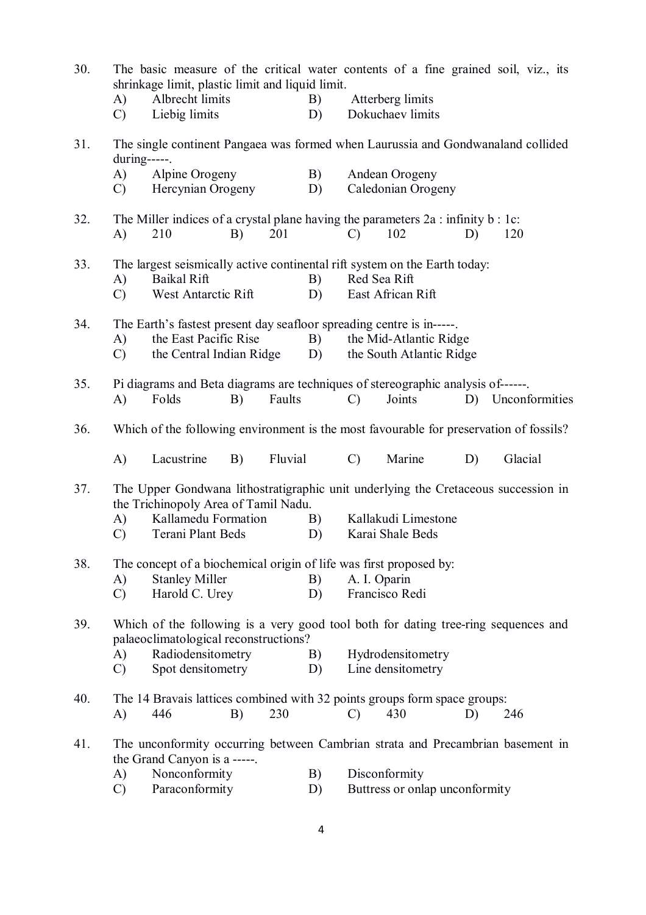30. The basic measure of the critical water contents of a fine grained soil, viz., its shrinkage limit, plastic limit and liquid limit.
    - A) Albrecht limits
    - B) Atterberg limits
    - C) Liebig limits
    - D) Dokuchaev limits

31. The single continent Pangaea was formed when Laurussia and Gondwanaland collided during-----.
    - A) Alpine Orogeny
    - B) Andean Orogeny
    - C) Hercynian Orogeny
    - D) Caledonian Orogeny

32. The Miller indices of a crystal plane having the parameters 2a : infinity b : 1c:
    - A) 210
    - B) 201
    - C) 102
    - D) 120

33. The largest seismically active continental rift system on the Earth today:
    - A) Baikal Rift
    - B) Red Sea Rift
    - C) West Antarctic Rift
    - D) East African Rift

34. The Earth's fastest present day seafloor spreading centre is in-----.
    - A) the East Pacific Rise
    - B) the Mid-Atlantic Ridge
    - C) the Central Indian Ridge
    - D) the South Atlantic Ridge

35. Pi diagrams and Beta diagrams are techniques of stereographic analysis of------.
    - A) Folds
    - B) Faults
    - C) Joints
    - D) Unconformities

36. Which of the following environment is the most favourable for preservation of fossils?
    - A) Lacustrine
    - B) Fluvial
    - C) Marine
    - D) Glacial

37. The Upper Gondwana lithostratigraphic unit underlying the Cretaceous succession in the Trichinopoly Area of Tamil Nadu.
    - A) Kallamedu Formation
    - B) Kallakudi Limestone
    - C) Terani Plant Beds
    - D) Karai Shale Beds

38. The concept of a biochemical origin of life was first proposed by:
    - A) Stanley Miller
    - B) A. I. Oparin
    - C) Harold C. Urey
    - D) Francisco Redi

39. Which of the following is a very good tool both for dating tree-ring sequences and palaeoclimatological reconstructions?
    - A) Radiodensitometry
    - B) Hydrodensitometry
    - C) Spot densitometry
    - D) Line densitometry

40. The 14 Bravais lattices combined with 32 points groups form space groups:
    - A) 446
    - B) 230
    - C) 430
    - D) 246

41. The unconformity occurring between Cambrian strata and Precambrian basement in the Grand Canyon is a -----.
    - A) Nonconformity
    - B) Disconformity
    - C) Paraconformity
    - D) Buttress or onlap unconformity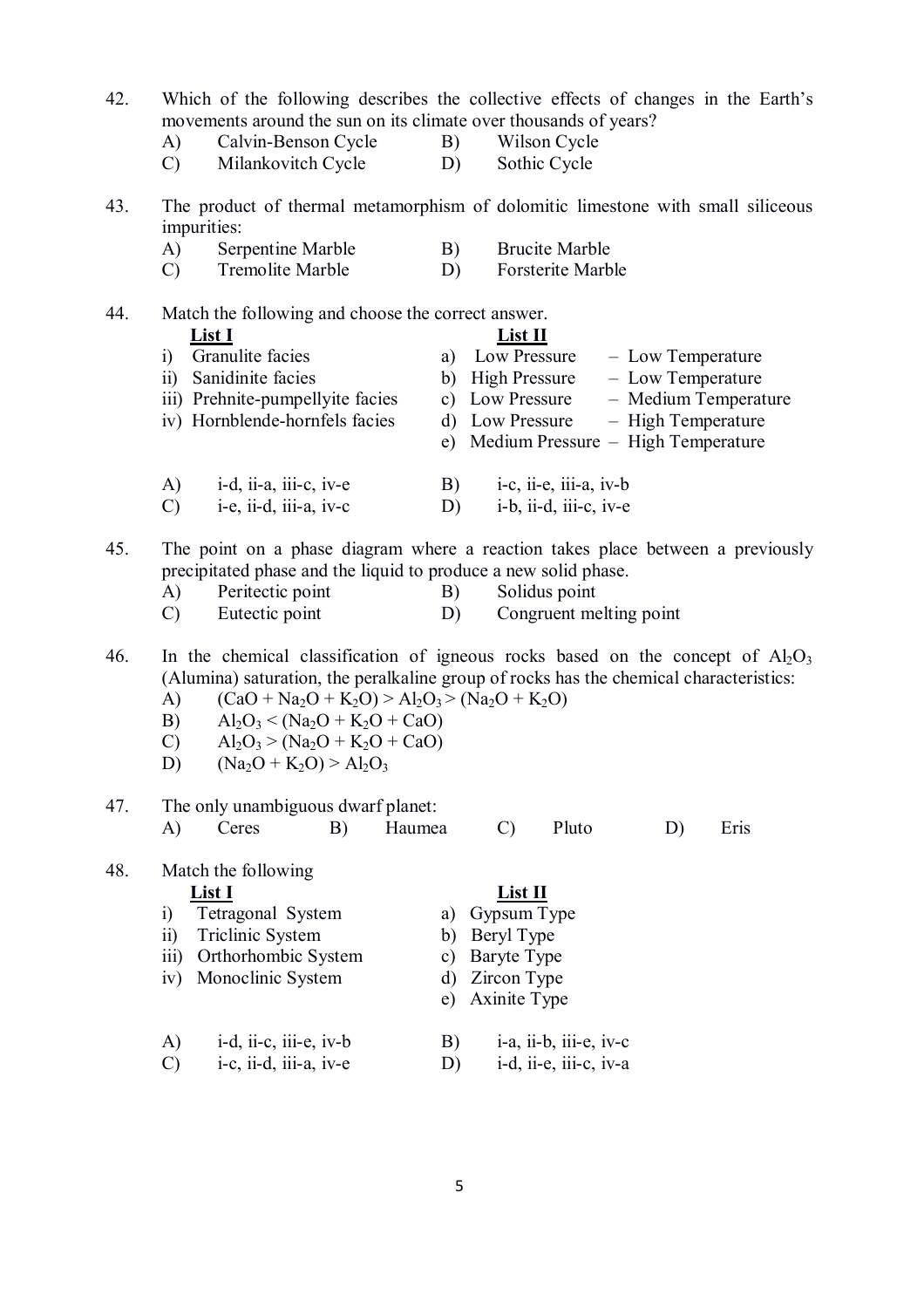42. Which of the following describes the collective effects of changes in the Earth's movements around the sun on its climate over thousands of years?

A) Calvin-Benson Cycle B) Wilson Cycle
C) Milankovitch Cycle D) Sothic Cycle

43. The product of thermal metamorphism of dolomitic limestone with small siliceous impurities:

A) Serpentine Marble B) Brucite Marble
C) Tremolite Marble D) Forsterite Marble

44. Match the following and choose the correct answer.

| List I | List II |
|---|---|
| i) Granulite facies | a) Low Pressure – Low Temperature |
| ii) Sanidinite facies | b) High Pressure – Low Temperature |
| iii) Prehnite-pumpellyite facies | c) Low Pressure – Medium Temperature |
| iv) Hornblende-hornfels facies | d) Low Pressure – High Temperature |
| | e) Medium Pressure – High Temperature |

A) i-d, ii-a, iii-c, iv-e B) i-c, ii-e, iii-a, iv-b
C) i-e, ii-d, iii-a, iv-c D) i-b, ii-d, iii-c, iv-e

45. The point on a phase diagram where a reaction takes place between a previously precipitated phase and the liquid to produce a new solid phase.

A) Peritectic point B) Solidus point
C) Eutectic point D) Congruent melting point

46. In the chemical classification of igneous rocks based on the concept of $Al_2O_3$ (Alumina) saturation, the peralkaline group of rocks has the chemical characteristics:

A) $(CaO + Na_2O + K_2O) > Al_2O_3 > (Na_2O + K_2O)$
B) $Al_2O_3 < (Na_2O + K_2O + CaO)$
C) $Al_2O_3 > (Na_2O + K_2O + CaO)$
D) $(Na_2O + K_2O) > Al_2O_3$

47. The only unambiguous dwarf planet:

A) Ceres B) Haumea C) Pluto D) Eris

48. Match the following

| List I | List II |
|---|---|
| i) Tetragonal System | a) Gypsum Type |
| ii) Triclinic System | b) Beryl Type |
| iii) Orthorhombic System | c) Baryte Type |
| iv) Monoclinic System | d) Zircon Type |
| | e) Axinite Type |

A) i-d, ii-c, iii-e, iv-b B) i-a, ii-b, iii-e, iv-c
C) i-c, ii-d, iii-a, iv-e D) i-d, ii-e, iii-c, iv-a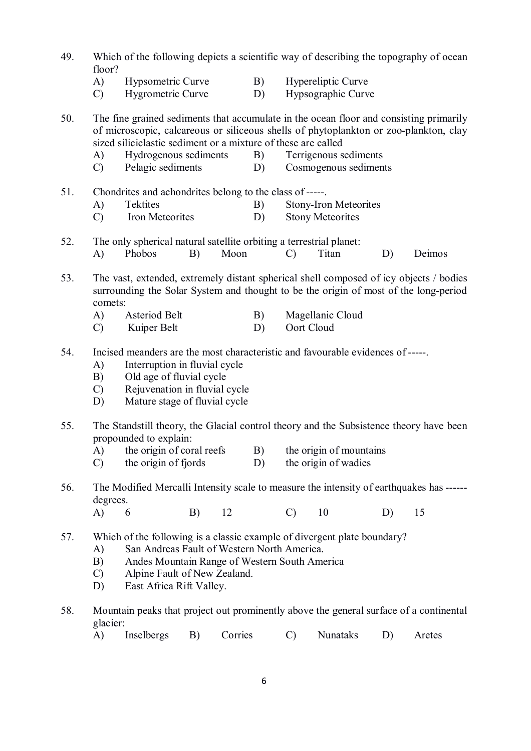49. Which of the following depicts a scientific way of describing the topography of ocean floor?

    A) Hypsometric Curve  B) Hypereliptic Curve
    C) Hygrometric Curve  D) Hypsographic Curve

50. The fine grained sediments that accumulate in the ocean floor and consisting primarily of microscopic, calcareous or siliceous shells of phytoplankton or zoo-plankton, clay sized siliciclastic sediment or a mixture of these are called

    A) Hydrogenous sediments  B) Terrigenous sediments
    C) Pelagic sediments  D) Cosmogenous sediments

51. Chondrites and achondrites belong to the class of -----.

    A) Tektites  B) Stony-Iron Meteorites
    C) Iron Meteorites  D) Stony Meteorites

52. The only spherical natural satellite orbiting a terrestrial planet:

    A) Phobos  B) Moon  C) Titan  D) Deimos

53. The vast, extended, extremely distant spherical shell composed of icy objects / bodies surrounding the Solar System and thought to be the origin of most of the long-period comets:

    A) Asteriod Belt  B) Magellanic Cloud
    C) Kuiper Belt  D) Oort Cloud

54. Incised meanders are the most characteristic and favourable evidences of -----.

    A) Interruption in fluvial cycle
    B) Old age of fluvial cycle
    C) Rejuvenation in fluvial cycle
    D) Mature stage of fluvial cycle

55. The Standstill theory, the Glacial control theory and the Subsistence theory have been propounded to explain:

    A) the origin of coral reefs  B) the origin of mountains
    C) the origin of fjords  D) the origin of wadies

56. The Modified Mercalli Intensity scale to measure the intensity of earthquakes has ------ degrees.

    A) 6  B) 12  C) 10  D) 15

57. Which of the following is a classic example of divergent plate boundary?

    A) San Andreas Fault of Western North America.
    B) Andes Mountain Range of Western South America
    C) Alpine Fault of New Zealand.
    D) East Africa Rift Valley.

58. Mountain peaks that project out prominently above the general surface of a continental glacier:

    A) Inselbergs  B) Corries  C) Nunataks  D) Aretes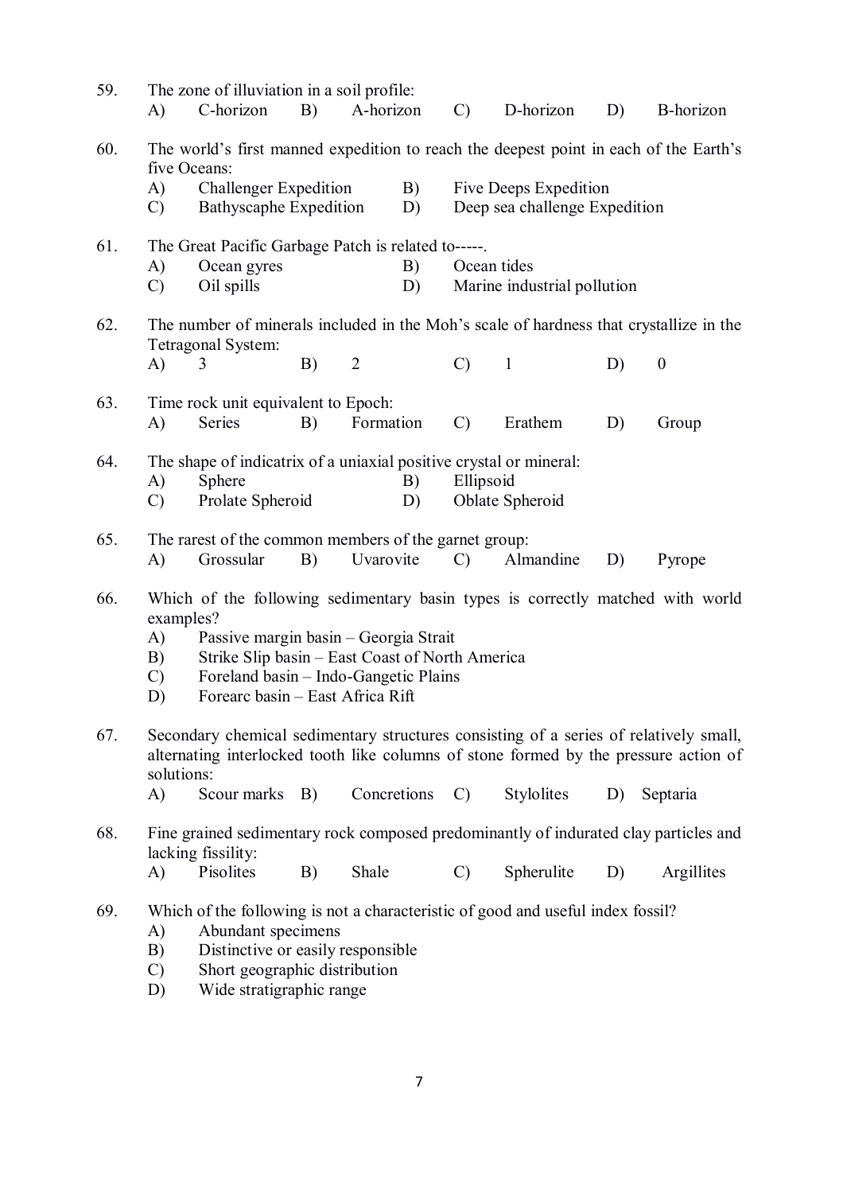59. The zone of illuviation in a soil profile:
   A) C-horizon  B) A-horizon  C) D-horizon  D) B-horizon

60. The world's first manned expedition to reach the deepest point in each of the Earth's five Oceans:
   A) Challenger Expedition  B) Five Deeps Expedition
   C) Bathyscaphe Expedition  D) Deep sea challenge Expedition

61. The Great Pacific Garbage Patch is related to-----.
   A) Ocean gyres  B) Ocean tides
   C) Oil spills  D) Marine industrial pollution

62. The number of minerals included in the Moh's scale of hardness that crystallize in the Tetragonal System:
   A) 3  B) 2  C) 1  D) 0

63. Time rock unit equivalent to Epoch:
   A) Series  B) Formation  C) Erathem  D) Group

64. The shape of indicatrix of a uniaxial positive crystal or mineral:
   A) Sphere  B) Ellipsoid
   C) Prolate Spheroid  D) Oblate Spheroid

65. The rarest of the common members of the garnet group:
   A) Grossular  B) Uvarovite  C) Almandine  D) Pyrope

66. Which of the following sedimentary basin types is correctly matched with world examples?
   A) Passive margin basin – Georgia Strait
   B) Strike Slip basin – East Coast of North America
   C) Foreland basin – Indo-Gangetic Plains
   D) Forearc basin – East Africa Rift

67. Secondary chemical sedimentary structures consisting of a series of relatively small, alternating interlocked tooth like columns of stone formed by the pressure action of solutions:
   A) Scour marks  B) Concretions  C) Stylolites  D) Septaria

68. Fine grained sedimentary rock composed predominantly of indurated clay particles and lacking fissility:
   A) Pisolites  B) Shale  C) Spherulite  D) Argillites

69. Which of the following is not a characteristic of good and useful index fossil?
   A) Abundant specimens
   B) Distinctive or easily responsible
   C) Short geographic distribution
   D) Wide stratigraphic range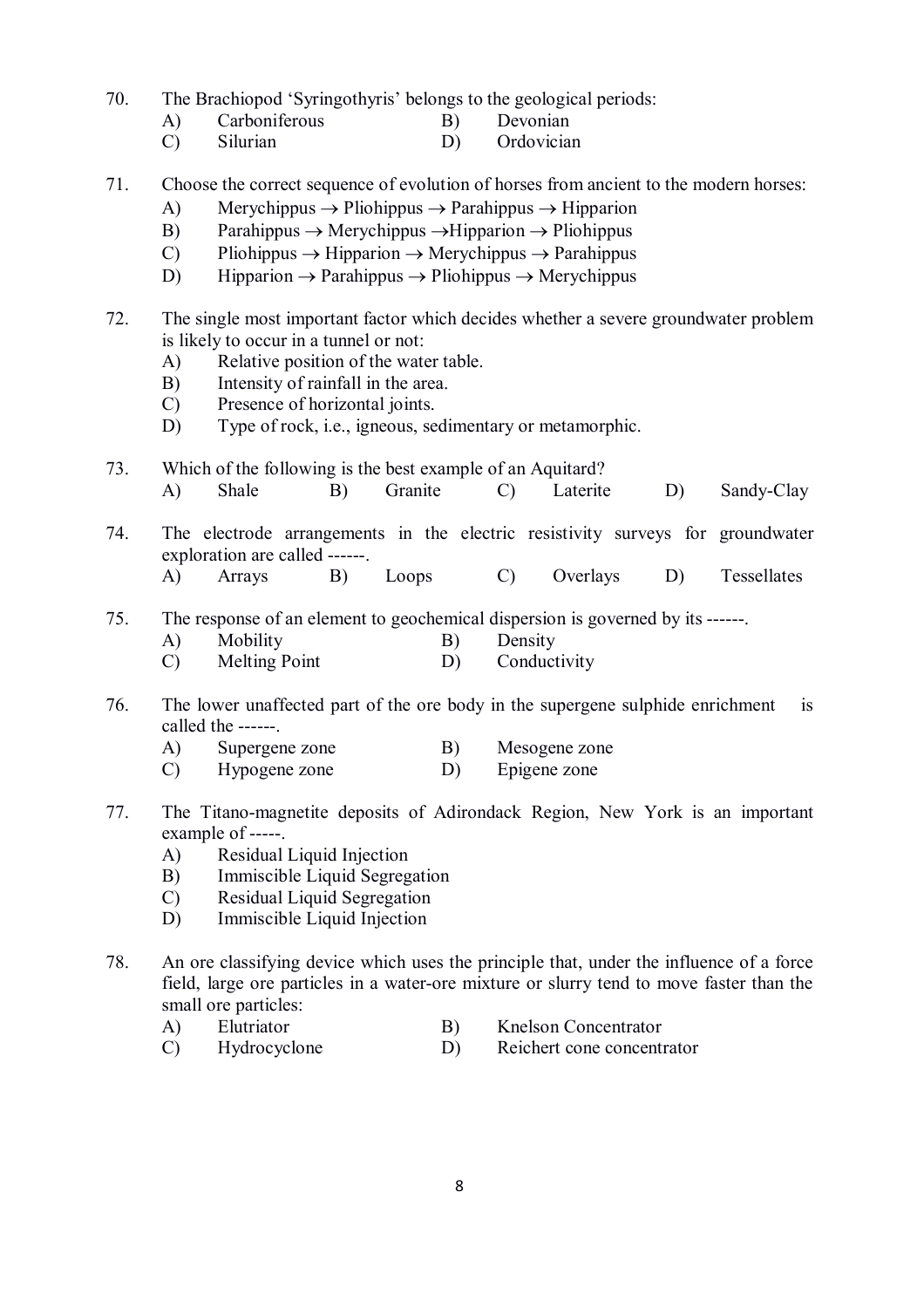70. The Brachiopod 'Syringothyris' belongs to the geological periods:

    A) Carboniferous B) Devonian
    C) Silurian D) Ordovician

71. Choose the correct sequence of evolution of horses from ancient to the modern horses:

    A) Merychippus → Pliohippus → Parahippus → Hipparion
    B) Parahippus → Merychippus → Hipparion → Pliohippus
    C) Pliohippus → Hipparion → Merychippus → Parahippus
    D) Hipparion → Parahippus → Pliohippus → Merychippus

72. The single most important factor which decides whether a severe groundwater problem is likely to occur in a tunnel or not:

    A) Relative position of the water table.
    B) Intensity of rainfall in the area.
    C) Presence of horizontal joints.
    D) Type of rock, i.e., igneous, sedimentary or metamorphic.

73. Which of the following is the best example of an Aquitard?

    A) Shale B) Granite C) Laterite D) Sandy-Clay

74. The electrode arrangements in the electric resistivity surveys for groundwater exploration are called ------.

    A) Arrays B) Loops C) Overlays D) Tessellates

75. The response of an element to geochemical dispersion is governed by its ------.

    A) Mobility B) Density
    C) Melting Point D) Conductivity

76. The lower unaffected part of the ore body in the supergene sulphide enrichment is called the ------.

    A) Supergene zone B) Mesogene zone
    C) Hypogene zone D) Epigene zone

77. The Titano-magnetite deposits of Adirondack Region, New York is an important example of -----.

    A) Residual Liquid Injection
    B) Immiscible Liquid Segregation
    C) Residual Liquid Segregation
    D) Immiscible Liquid Injection

78. An ore classifying device which uses the principle that, under the influence of a force field, large ore particles in a water-ore mixture or slurry tend to move faster than the small ore particles:

    A) Elutriator B) Knelson Concentrator
    C) Hydrocyclone D) Reichert cone concentrator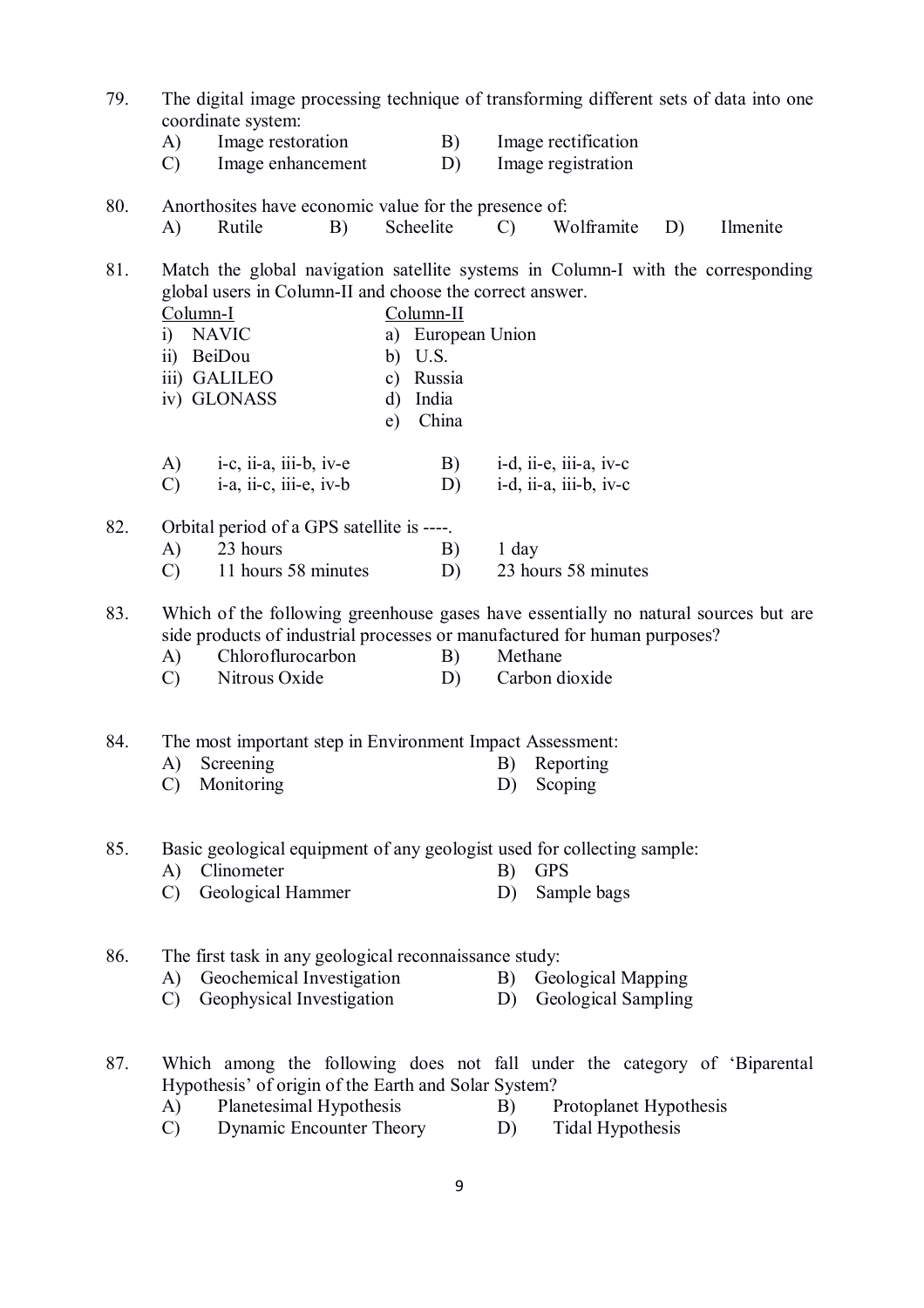79. The digital image processing technique of transforming different sets of data into one coordinate system:

A) Image restoration
B) Image rectification
C) Image enhancement
D) Image registration

80. Anorthosites have economic value for the presence of:

A) Rutile
B) Scheelite
C) Wolframite
D) Ilmenite

81. Match the global navigation satellite systems in Column-I with the corresponding global users in Column-II and choose the correct answer.

| Column-I | Column-II |
|---|---|
| i) NAVIC | a) European Union |
| ii) BeiDou | b) U.S. |
| iii) GALILEO | c) Russia |
| iv) GLONASS | d) India |
| | e) China |

A) i-c, ii-a, iii-b, iv-e
B) i-d, ii-e, iii-a, iv-c
C) i-a, ii-c, iii-e, iv-b
D) i-d, ii-a, iii-b, iv-c

82. Orbital period of a GPS satellite is ----.

A) 23 hours
B) 1 day
C) 11 hours 58 minutes
D) 23 hours 58 minutes

83. Which of the following greenhouse gases have essentially no natural sources but are side products of industrial processes or manufactured for human purposes?

A) Chloroflurocarbon
B) Methane
C) Nitrous Oxide
D) Carbon dioxide

84. The most important step in Environment Impact Assessment:

A) Screening
B) Reporting
C) Monitoring
D) Scoping

85. Basic geological equipment of any geologist used for collecting sample:

A) Clinometer
B) GPS
C) Geological Hammer
D) Sample bags

86. The first task in any geological reconnaissance study:

A) Geochemical Investigation
B) Geological Mapping
C) Geophysical Investigation
D) Geological Sampling

87. Which among the following does not fall under the category of 'Biparental Hypothesis' of origin of the Earth and Solar System?

A) Planetesimal Hypothesis
B) Protoplanet Hypothesis
C) Dynamic Encounter Theory
D) Tidal Hypothesis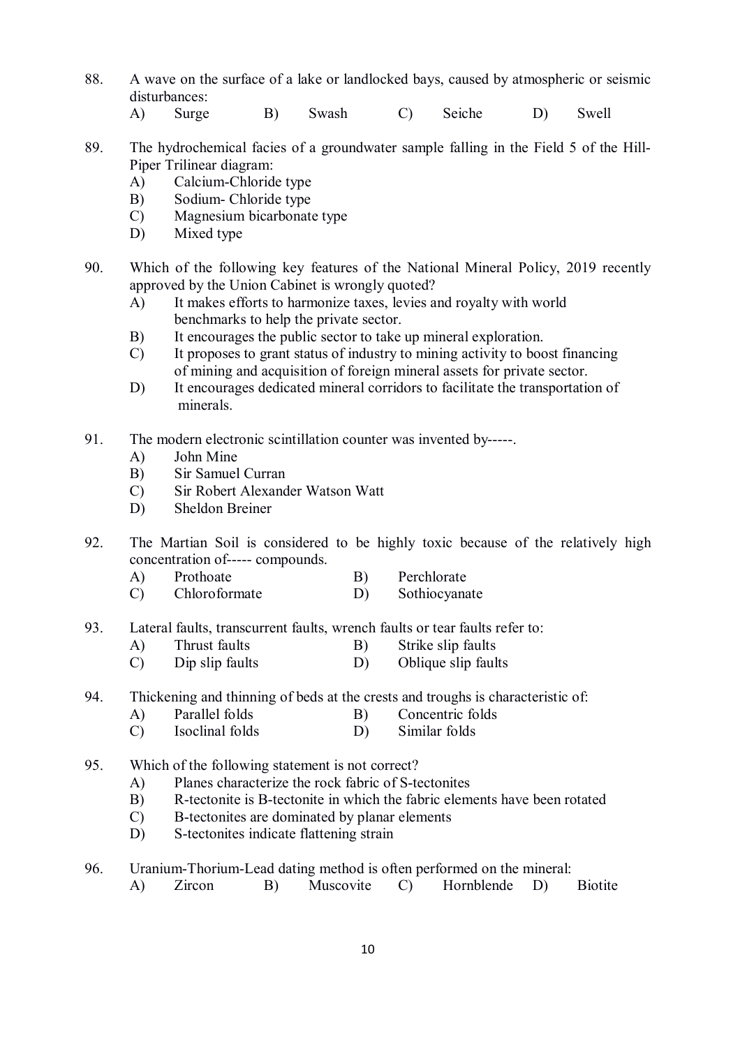88. A wave on the surface of a lake or landlocked bays, caused by atmospheric or seismic disturbances:

A) Surge B) Swash C) Seiche D) Swell

89. The hydrochemical facies of a groundwater sample falling in the Field 5 of the Hill-Piper Trilinear diagram:

A) Calcium-Chloride type
B) Sodium- Chloride type
C) Magnesium bicarbonate type
D) Mixed type

90. Which of the following key features of the National Mineral Policy, 2019 recently approved by the Union Cabinet is wrongly quoted?

A) It makes efforts to harmonize taxes, levies and royalty with world benchmarks to help the private sector.
B) It encourages the public sector to take up mineral exploration.
C) It proposes to grant status of industry to mining activity to boost financing of mining and acquisition of foreign mineral assets for private sector.
D) It encourages dedicated mineral corridors to facilitate the transportation of minerals.

91. The modern electronic scintillation counter was invented by-----.

A) John Mine
B) Sir Samuel Curran
C) Sir Robert Alexander Watson Watt
D) Sheldon Breiner

92. The Martian Soil is considered to be highly toxic because of the relatively high concentration of----- compounds.

A) Prothoate B) Perchlorate
C) Chloroformate D) Sothiocyanate

93. Lateral faults, transcurrent faults, wrench faults or tear faults refer to:

A) Thrust faults B) Strike slip faults
C) Dip slip faults D) Oblique slip faults

94. Thickening and thinning of beds at the crests and troughs is characteristic of:

A) Parallel folds B) Concentric folds
C) Isoclinal folds D) Similar folds

95. Which of the following statement is not correct?

A) Planes characterize the rock fabric of S-tectonites
B) R-tectonite is B-tectonite in which the fabric elements have been rotated
C) B-tectonites are dominated by planar elements
D) S-tectonites indicate flattening strain

96. Uranium-Thorium-Lead dating method is often performed on the mineral:

A) Zircon B) Muscovite C) Hornblende D) Biotite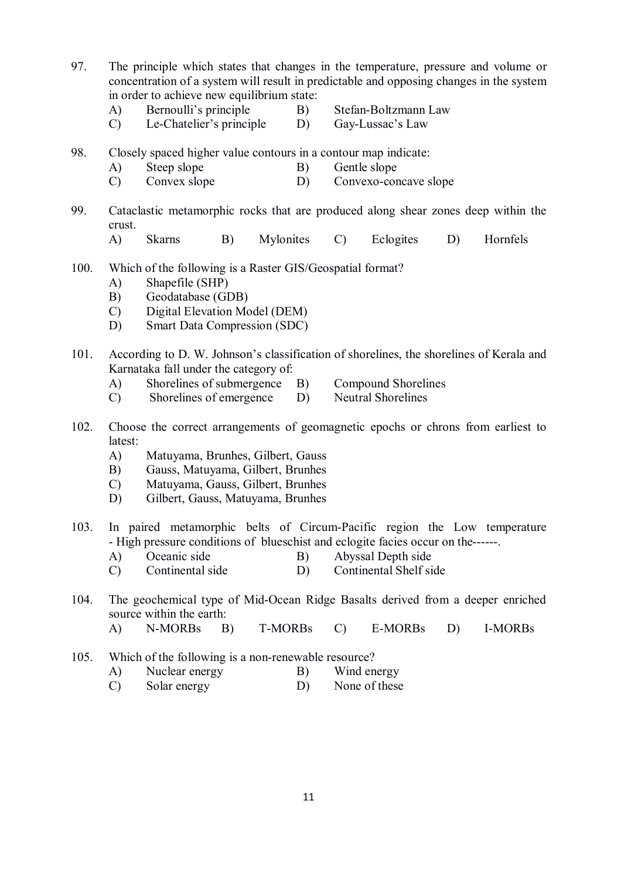97. The principle which states that changes in the temperature, pressure and volume or concentration of a system will result in predictable and opposing changes in the system in order to achieve new equilibrium state:
    - A) Bernoulli's principle
    - B) Stefan-Boltzmann Law
    - C) Le-Chatelier's principle
    - D) Gay-Lussac's Law

98. Closely spaced higher value contours in a contour map indicate:
    - A) Steep slope
    - B) Gentle slope
    - C) Convex slope
    - D) Convexo-concave slope

99. Cataclastic metamorphic rocks that are produced along shear zones deep within the crust.
    - A) Skarns
    - B) Mylonites
    - C) Eclogites
    - D) Hornfels

100. Which of the following is a Raster GIS/Geospatial format?
    - A) Shapefile (SHP)
    - B) Geodatabase (GDB)
    - C) Digital Elevation Model (DEM)
    - D) Smart Data Compression (SDC)

101. According to D. W. Johnson's classification of shorelines, the shorelines of Kerala and Karnataka fall under the category of:
    - A) Shorelines of submergence
    - B) Compound Shorelines
    - C) Shorelines of emergence
    - D) Neutral Shorelines

102. Choose the correct arrangements of geomagnetic epochs or chrons from earliest to latest:
    - A) Matuyama, Brunhes, Gilbert, Gauss
    - B) Gauss, Matuyama, Gilbert, Brunhes
    - C) Matuyama, Gauss, Gilbert, Brunhes
    - D) Gilbert, Gauss, Matuyama, Brunhes

103. In paired metamorphic belts of Circum-Pacific region the Low temperature - High pressure conditions of blueschist and eclogite facies occur on the------.
    - A) Oceanic side
    - B) Abyssal Depth side
    - C) Continental side
    - D) Continental Shelf side

104. The geochemical type of Mid-Ocean Ridge Basalts derived from a deeper enriched source within the earth:
    - A) N-MORBs
    - B) T-MORBs
    - C) E-MORBs
    - D) I-MORBs

105. Which of the following is a non-renewable resource?
    - A) Nuclear energy
    - B) Wind energy
    - C) Solar energy
    - D) None of these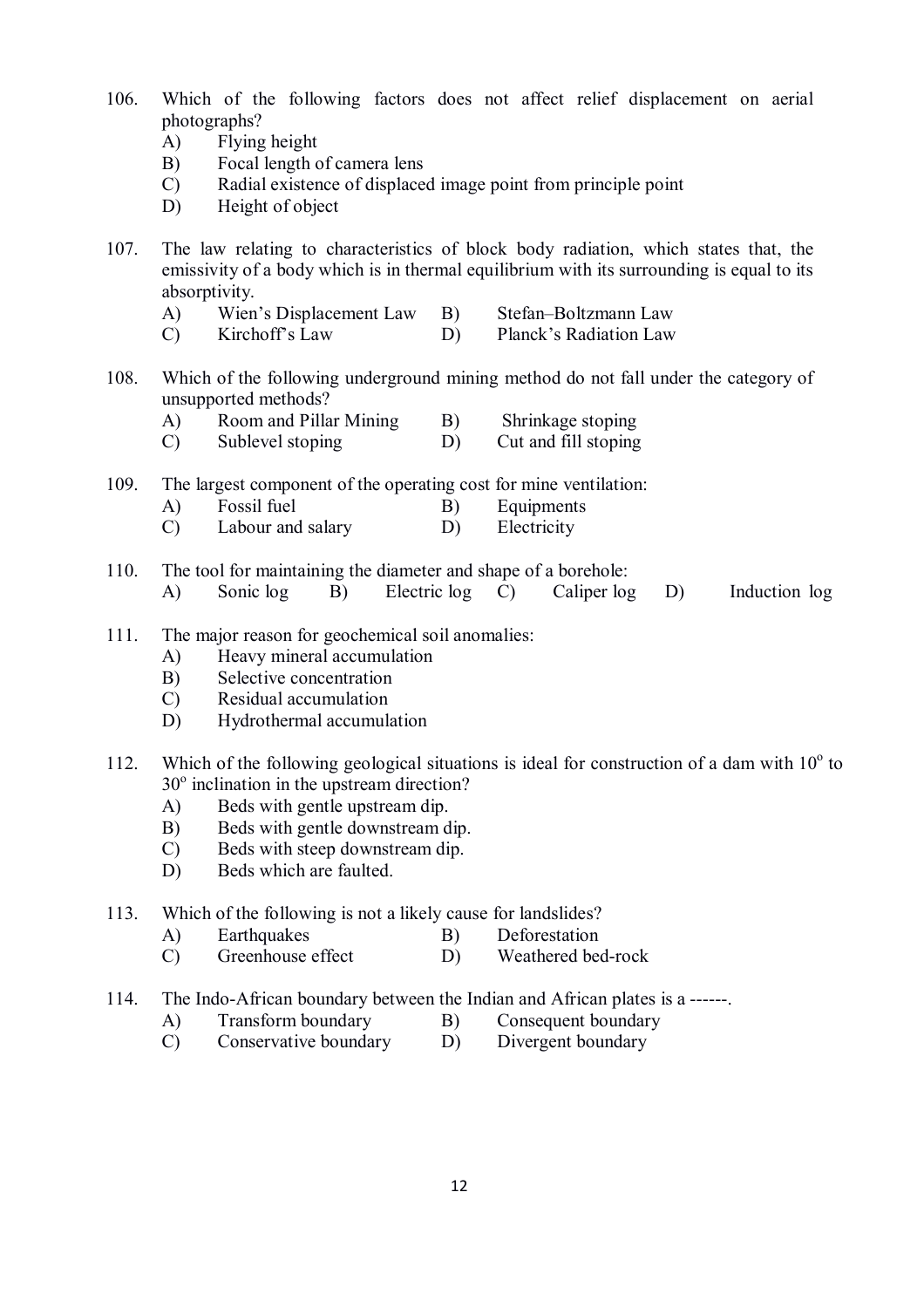106. Which of the following factors does not affect relief displacement on aerial photographs?
   - A) Flying height
   - B) Focal length of camera lens
   - C) Radial existence of displaced image point from principle point
   - D) Height of object

107. The law relating to characteristics of block body radiation, which states that, the emissivity of a body which is in thermal equilibrium with its surrounding is equal to its absorptivity.
   - A) Wien's Displacement Law
   - B) Stefan–Boltzmann Law
   - C) Kirchoff's Law
   - D) Planck's Radiation Law

108. Which of the following underground mining method do not fall under the category of unsupported methods?
   - A) Room and Pillar Mining
   - B) Shrinkage stoping
   - C) Sublevel stoping
   - D) Cut and fill stoping

109. The largest component of the operating cost for mine ventilation:
   - A) Fossil fuel
   - B) Equipments
   - C) Labour and salary
   - D) Electricity

110. The tool for maintaining the diameter and shape of a borehole:
   - A) Sonic log
   - B) Electric log
   - C) Caliper log
   - D) Induction log

111. The major reason for geochemical soil anomalies:
   - A) Heavy mineral accumulation
   - B) Selective concentration
   - C) Residual accumulation
   - D) Hydrothermal accumulation

112. Which of the following geological situations is ideal for construction of a dam with $10^{o}$ to $30^{o}$ inclination in the upstream direction?
   - A) Beds with gentle upstream dip.
   - B) Beds with gentle downstream dip.
   - C) Beds with steep downstream dip.
   - D) Beds which are faulted.

113. Which of the following is not a likely cause for landslides?
   - A) Earthquakes
   - B) Deforestation
   - C) Greenhouse effect
   - D) Weathered bed-rock

114. The Indo-African boundary between the Indian and African plates is a ------.
   - A) Transform boundary
   - B) Consequent boundary
   - C) Conservative boundary
   - D) Divergent boundary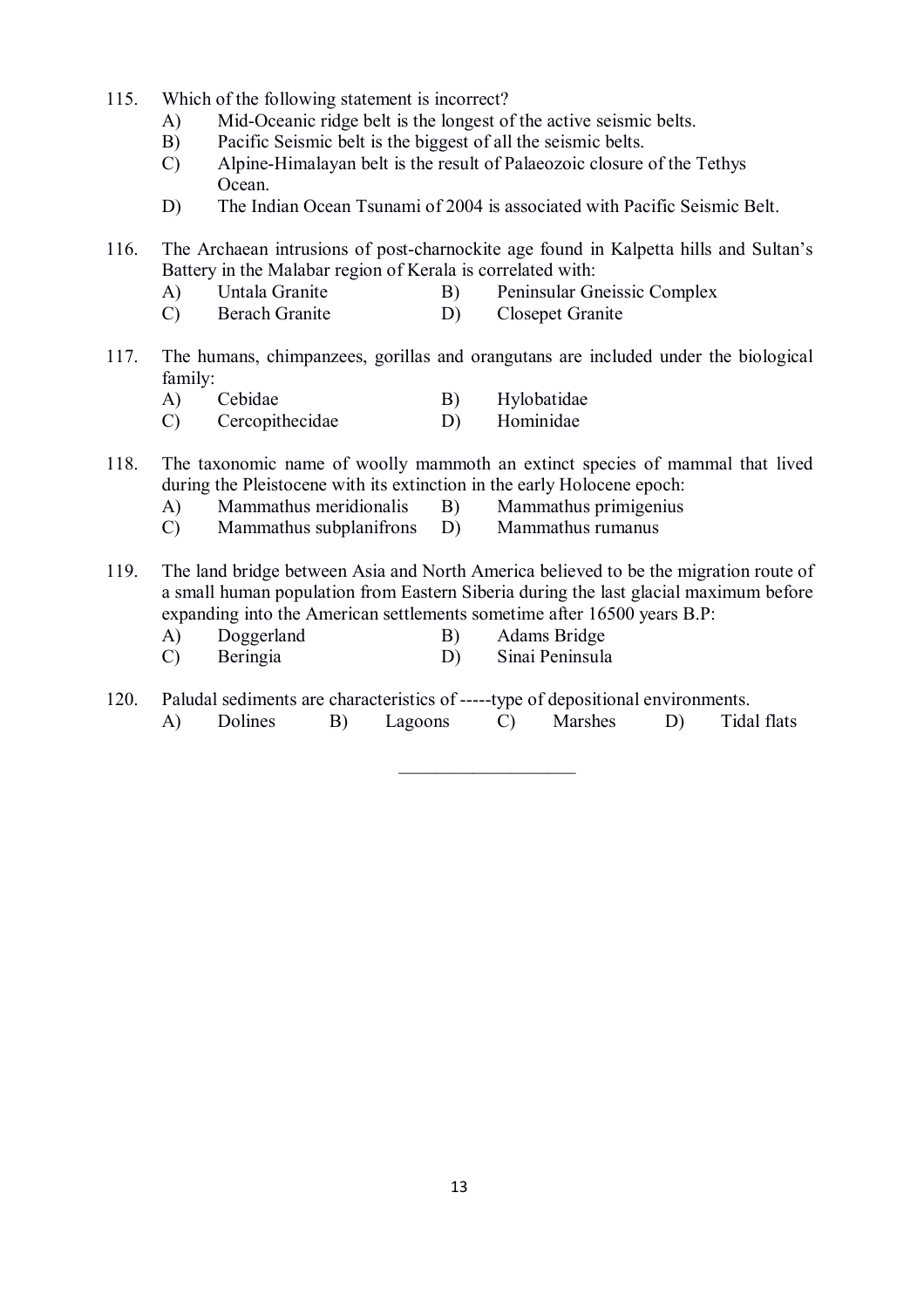115. Which of the following statement is incorrect?

   A) Mid-Oceanic ridge belt is the longest of the active seismic belts.
   B) Pacific Seismic belt is the biggest of all the seismic belts.
   C) Alpine-Himalayan belt is the result of Palaeozoic closure of the Tethys Ocean.
   D) The Indian Ocean Tsunami of 2004 is associated with Pacific Seismic Belt.

116. The Archaean intrusions of post-charnockite age found in Kalpetta hills and Sultan's Battery in the Malabar region of Kerala is correlated with:

   A) Untala Granite
   B) Peninsular Gneissic Complex
   C) Berach Granite
   D) Closepet Granite

117. The humans, chimpanzees, gorillas and orangutans are included under the biological family:

   A) Cebidae
   B) Hylobatidae
   C) Cercopithecidae
   D) Hominidae

118. The taxonomic name of woolly mammoth an extinct species of mammal that lived during the Pleistocene with its extinction in the early Holocene epoch:

   A) Mammathus meridionalis
   B) Mammathus primigenius
   C) Mammathus subplanifrons
   D) Mammathus rumanus

119. The land bridge between Asia and North America believed to be the migration route of a small human population from Eastern Siberia during the last glacial maximum before expanding into the American settlements sometime after 16500 years B.P:

   A) Doggerland
   B) Adams Bridge
   C) Beringia
   D) Sinai Peninsula

120. Paludal sediments are characteristics of -----type of depositional environments.

   A) Dolines
   B) Lagoons
   C) Marshes
   D) Tidal flats

___________________